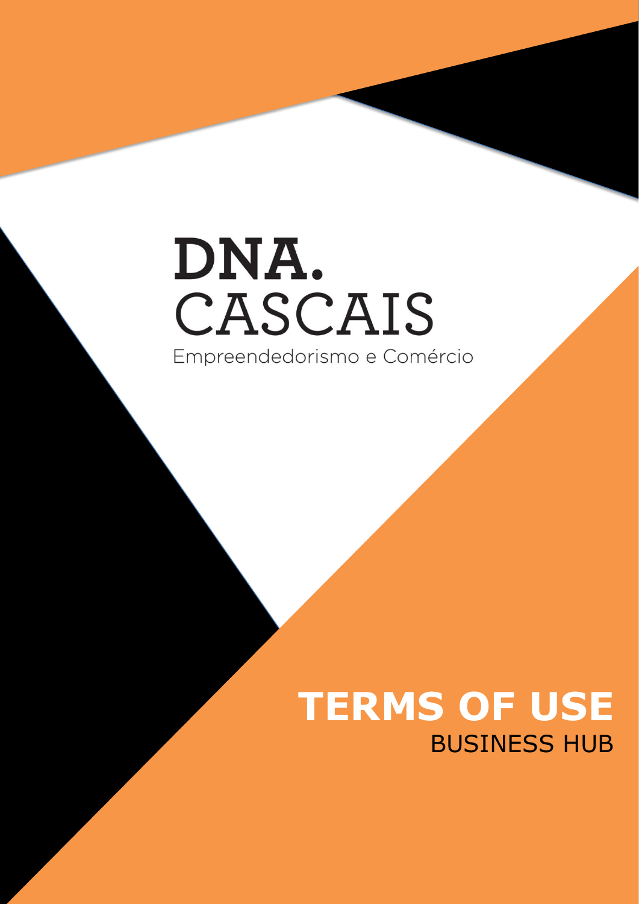DNA.
CASCAIS
Empreendedorismo e Comércio

# TERMS OF USE

BUSINESS HUB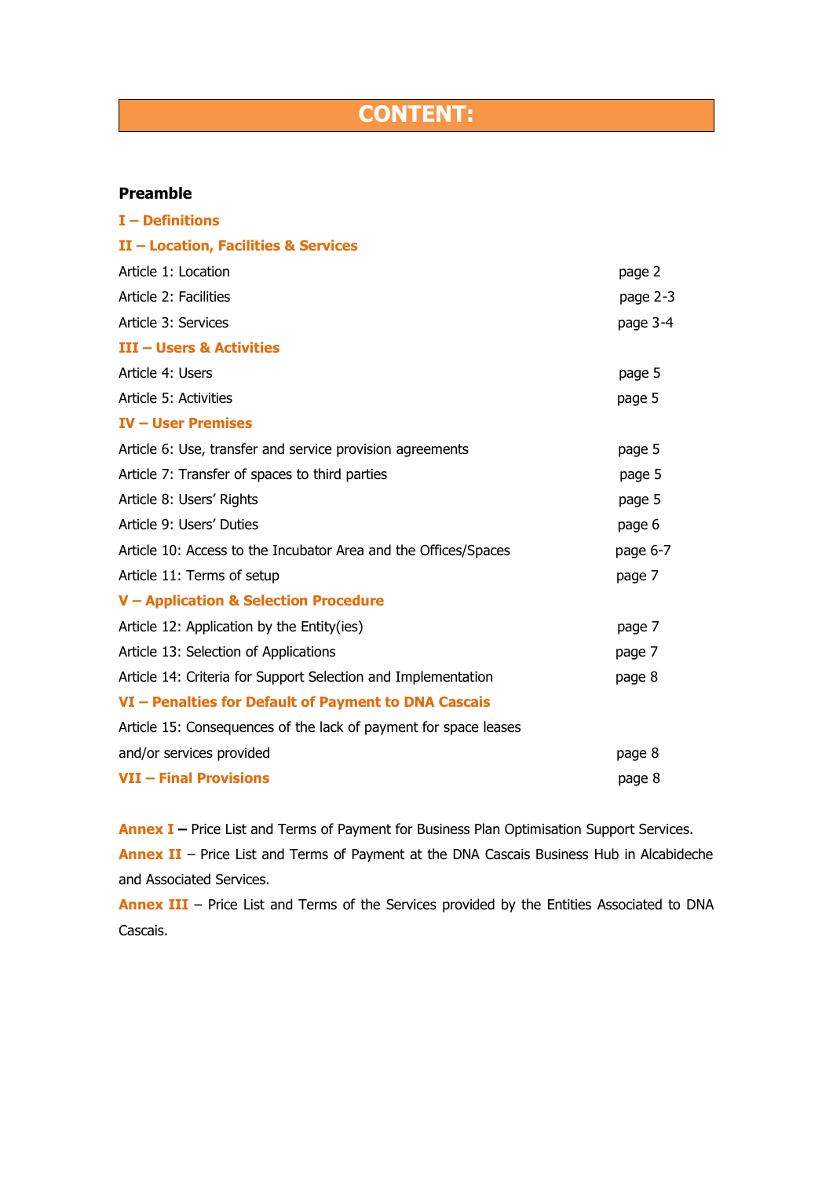# CONTENT:

**Preamble**

**I – Definitions**

**II – Location, Facilities & Services**

| | |
|---|---|
| Article 1: Location | page 2 |
| Article 2: Facilities | page 2-3 |
| Article 3: Services | page 3-4 |

**III – Users & Activities**

| | |
|---|---|
| Article 4: Users | page 5 |
| Article 5: Activities | page 5 |

**IV – User Premises**

| | |
|---|---|
| Article 6: Use, transfer and service provision agreements | page 5 |
| Article 7: Transfer of spaces to third parties | page 5 |
| Article 8: Users' Rights | page 5 |
| Article 9: Users' Duties | page 6 |
| Article 10: Access to the Incubator Area and the Offices/Spaces | page 6-7 |
| Article 11: Terms of setup | page 7 |

**V – Application & Selection Procedure**

| | |
|---|---|
| Article 12: Application by the Entity(ies) | page 7 |
| Article 13: Selection of Applications | page 7 |
| Article 14: Criteria for Support Selection and Implementation | page 8 |

**VI – Penalties for Default of Payment to DNA Cascais**

| | |
|---|---|
| Article 15: Consequences of the lack of payment for space leases and/or services provided | page 8 |

**VII – Final Provisions** page 8

**Annex I** – Price List and Terms of Payment for Business Plan Optimisation Support Services.

**Annex II** – Price List and Terms of Payment at the DNA Cascais Business Hub in Alcabideche and Associated Services.

**Annex III** – Price List and Terms of the Services provided by the Entities Associated to DNA Cascais.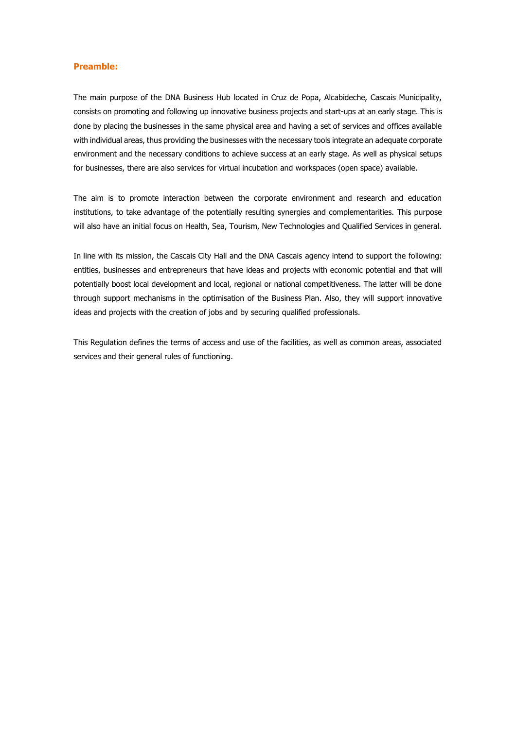**Preamble:**

The main purpose of the DNA Business Hub located in Cruz de Popa, Alcabideche, Cascais Municipality, consists on promoting and following up innovative business projects and start-ups at an early stage. This is done by placing the businesses in the same physical area and having a set of services and offices available with individual areas, thus providing the businesses with the necessary tools integrate an adequate corporate environment and the necessary conditions to achieve success at an early stage. As well as physical setups for businesses, there are also services for virtual incubation and workspaces (open space) available.

The aim is to promote interaction between the corporate environment and research and education institutions, to take advantage of the potentially resulting synergies and complementarities. This purpose will also have an initial focus on Health, Sea, Tourism, New Technologies and Qualified Services in general.

In line with its mission, the Cascais City Hall and the DNA Cascais agency intend to support the following: entities, businesses and entrepreneurs that have ideas and projects with economic potential and that will potentially boost local development and local, regional or national competitiveness. The latter will be done through support mechanisms in the optimisation of the Business Plan. Also, they will support innovative ideas and projects with the creation of jobs and by securing qualified professionals.

This Regulation defines the terms of access and use of the facilities, as well as common areas, associated services and their general rules of functioning.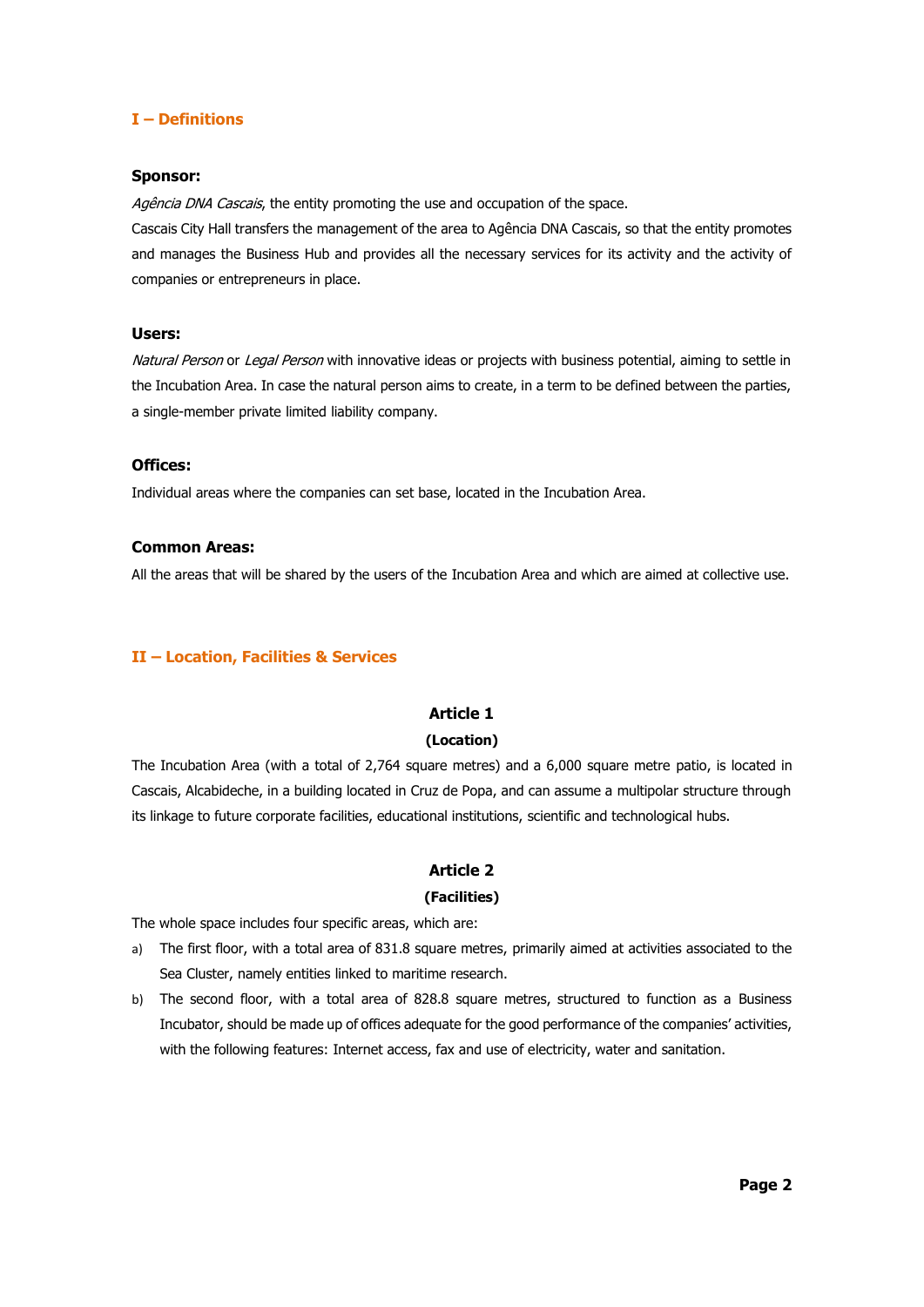## I – Definitions

### Sponsor:

*Agência DNA Cascais*, the entity promoting the use and occupation of the space.

Cascais City Hall transfers the management of the area to Agência DNA Cascais, so that the entity promotes and manages the Business Hub and provides all the necessary services for its activity and the activity of companies or entrepreneurs in place.

### Users:

*Natural Person* or *Legal Person* with innovative ideas or projects with business potential, aiming to settle in the Incubation Area. In case the natural person aims to create, in a term to be defined between the parties, a single-member private limited liability company.

### Offices:

Individual areas where the companies can set base, located in the Incubation Area.

### Common Areas:

All the areas that will be shared by the users of the Incubation Area and which are aimed at collective use.

## II – Location, Facilities & Services

### Article 1

**(Location)**

The Incubation Area (with a total of 2,764 square metres) and a 6,000 square metre patio, is located in Cascais, Alcabideche, in a building located in Cruz de Popa, and can assume a multipolar structure through its linkage to future corporate facilities, educational institutions, scientific and technological hubs.

### Article 2

**(Facilities)**

The whole space includes four specific areas, which are:

a) The first floor, with a total area of 831.8 square metres, primarily aimed at activities associated to the Sea Cluster, namely entities linked to maritime research.

b) The second floor, with a total area of 828.8 square metres, structured to function as a Business Incubator, should be made up of offices adequate for the good performance of the companies' activities, with the following features: Internet access, fax and use of electricity, water and sanitation.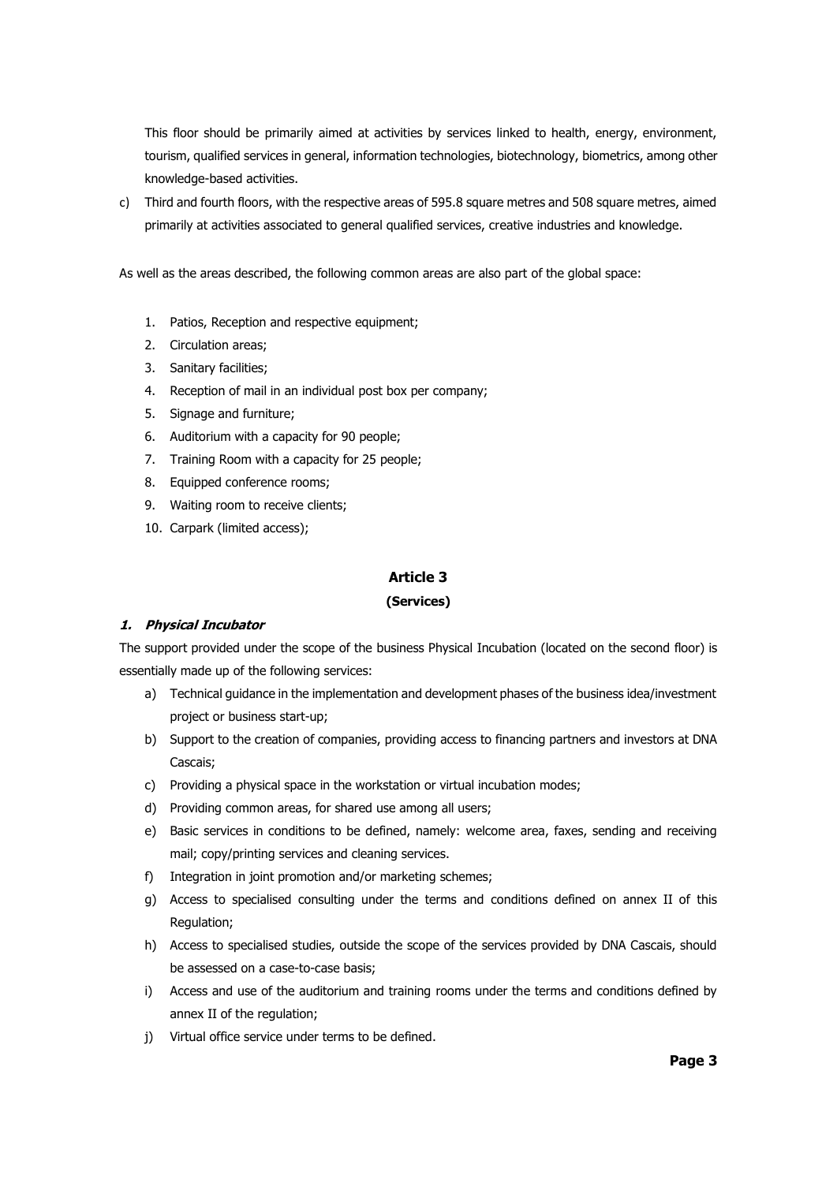This floor should be primarily aimed at activities by services linked to health, energy, environment, tourism, qualified services in general, information technologies, biotechnology, biometrics, among other knowledge-based activities.

c) Third and fourth floors, with the respective areas of 595.8 square metres and 508 square metres, aimed primarily at activities associated to general qualified services, creative industries and knowledge.

As well as the areas described, the following common areas are also part of the global space:

1. Patios, Reception and respective equipment;
2. Circulation areas;
3. Sanitary facilities;
4. Reception of mail in an individual post box per company;
5. Signage and furniture;
6. Auditorium with a capacity for 90 people;
7. Training Room with a capacity for 25 people;
8. Equipped conference rooms;
9. Waiting room to receive clients;
10. Carpark (limited access);

## Article 3

**(Services)**

***1. Physical Incubator***

The support provided under the scope of the business Physical Incubation (located on the second floor) is essentially made up of the following services:

a) Technical guidance in the implementation and development phases of the business idea/investment project or business start-up;
b) Support to the creation of companies, providing access to financing partners and investors at DNA Cascais;
c) Providing a physical space in the workstation or virtual incubation modes;
d) Providing common areas, for shared use among all users;
e) Basic services in conditions to be defined, namely: welcome area, faxes, sending and receiving mail; copy/printing services and cleaning services.
f) Integration in joint promotion and/or marketing schemes;
g) Access to specialised consulting under the terms and conditions defined on annex II of this Regulation;
h) Access to specialised studies, outside the scope of the services provided by DNA Cascais, should be assessed on a case-to-case basis;
i) Access and use of the auditorium and training rooms under the terms and conditions defined by annex II of the regulation;
j) Virtual office service under terms to be defined.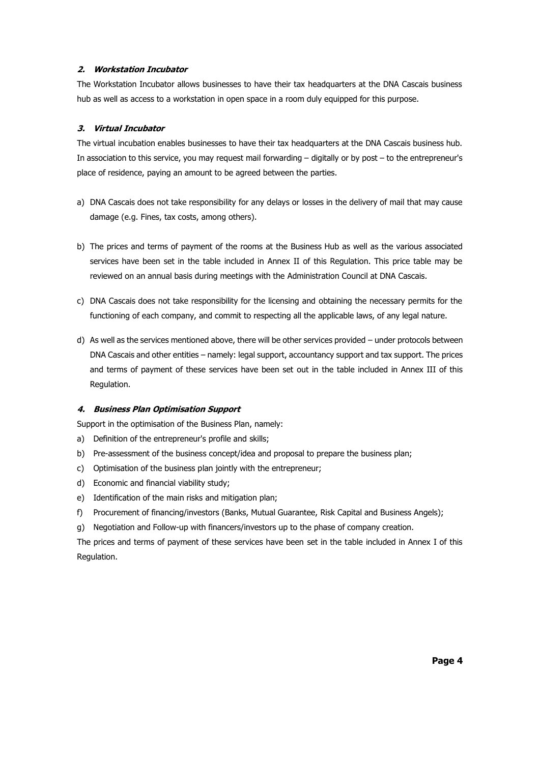### *2. Workstation Incubator*

The Workstation Incubator allows businesses to have their tax headquarters at the DNA Cascais business hub as well as access to a workstation in open space in a room duly equipped for this purpose.

### *3. Virtual Incubator*

The virtual incubation enables businesses to have their tax headquarters at the DNA Cascais business hub. In association to this service, you may request mail forwarding – digitally or by post – to the entrepreneur's place of residence, paying an amount to be agreed between the parties.

a) DNA Cascais does not take responsibility for any delays or losses in the delivery of mail that may cause damage (e.g. Fines, tax costs, among others).

b) The prices and terms of payment of the rooms at the Business Hub as well as the various associated services have been set in the table included in Annex II of this Regulation. This price table may be reviewed on an annual basis during meetings with the Administration Council at DNA Cascais.

c) DNA Cascais does not take responsibility for the licensing and obtaining the necessary permits for the functioning of each company, and commit to respecting all the applicable laws, of any legal nature.

d) As well as the services mentioned above, there will be other services provided – under protocols between DNA Cascais and other entities – namely: legal support, accountancy support and tax support. The prices and terms of payment of these services have been set out in the table included in Annex III of this Regulation.

### *4. Business Plan Optimisation Support*

Support in the optimisation of the Business Plan, namely:

a) Definition of the entrepreneur's profile and skills;
b) Pre-assessment of the business concept/idea and proposal to prepare the business plan;
c) Optimisation of the business plan jointly with the entrepreneur;
d) Economic and financial viability study;
e) Identification of the main risks and mitigation plan;
f) Procurement of financing/investors (Banks, Mutual Guarantee, Risk Capital and Business Angels);
g) Negotiation and Follow-up with financers/investors up to the phase of company creation.

The prices and terms of payment of these services have been set in the table included in Annex I of this Regulation.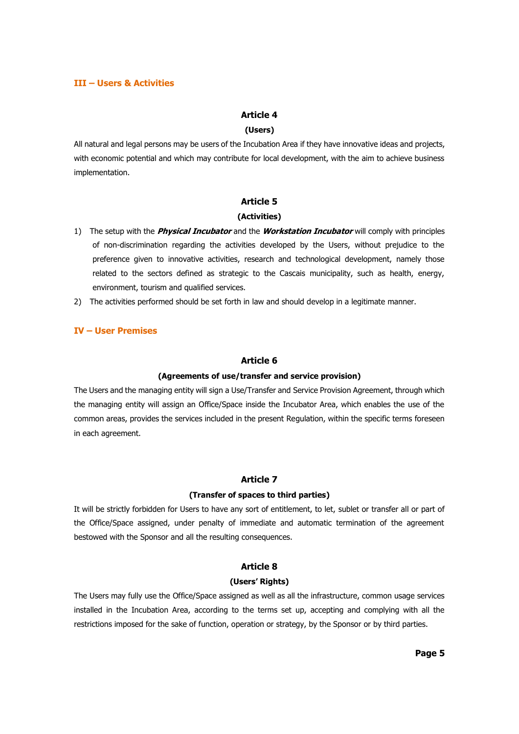## III – Users & Activities

### Article 4

**(Users)**

All natural and legal persons may be users of the Incubation Area if they have innovative ideas and projects, with economic potential and which may contribute for local development, with the aim to achieve business implementation.

### Article 5

**(Activities)**

1) The setup with the ***Physical Incubator*** and the ***Workstation Incubator*** will comply with principles of non-discrimination regarding the activities developed by the Users, without prejudice to the preference given to innovative activities, research and technological development, namely those related to the sectors defined as strategic to the Cascais municipality, such as health, energy, environment, tourism and qualified services.
2) The activities performed should be set forth in law and should develop in a legitimate manner.

## IV – User Premises

### Article 6

**(Agreements of use/transfer and service provision)**

The Users and the managing entity will sign a Use/Transfer and Service Provision Agreement, through which the managing entity will assign an Office/Space inside the Incubator Area, which enables the use of the common areas, provides the services included in the present Regulation, within the specific terms foreseen in each agreement.

### Article 7

**(Transfer of spaces to third parties)**

It will be strictly forbidden for Users to have any sort of entitlement, to let, sublet or transfer all or part of the Office/Space assigned, under penalty of immediate and automatic termination of the agreement bestowed with the Sponsor and all the resulting consequences.

### Article 8

**(Users' Rights)**

The Users may fully use the Office/Space assigned as well as all the infrastructure, common usage services installed in the Incubation Area, according to the terms set up, accepting and complying with all the restrictions imposed for the sake of function, operation or strategy, by the Sponsor or by third parties.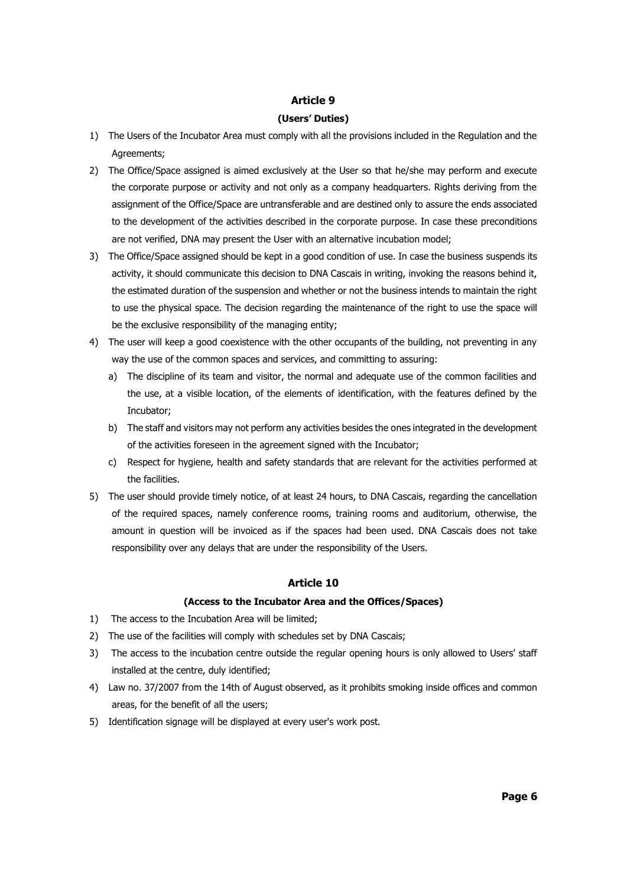## Article 9

### (Users' Duties)

1) The Users of the Incubator Area must comply with all the provisions included in the Regulation and the Agreements;
2) The Office/Space assigned is aimed exclusively at the User so that he/she may perform and execute the corporate purpose or activity and not only as a company headquarters. Rights deriving from the assignment of the Office/Space are untransferable and are destined only to assure the ends associated to the development of the activities described in the corporate purpose. In case these preconditions are not verified, DNA may present the User with an alternative incubation model;
3) The Office/Space assigned should be kept in a good condition of use. In case the business suspends its activity, it should communicate this decision to DNA Cascais in writing, invoking the reasons behind it, the estimated duration of the suspension and whether or not the business intends to maintain the right to use the physical space. The decision regarding the maintenance of the right to use the space will be the exclusive responsibility of the managing entity;
4) The user will keep a good coexistence with the other occupants of the building, not preventing in any way the use of the common spaces and services, and committing to assuring:
   a) The discipline of its team and visitor, the normal and adequate use of the common facilities and the use, at a visible location, of the elements of identification, with the features defined by the Incubator;
   b) The staff and visitors may not perform any activities besides the ones integrated in the development of the activities foreseen in the agreement signed with the Incubator;
   c) Respect for hygiene, health and safety standards that are relevant for the activities performed at the facilities.
5) The user should provide timely notice, of at least 24 hours, to DNA Cascais, regarding the cancellation of the required spaces, namely conference rooms, training rooms and auditorium, otherwise, the amount in question will be invoiced as if the spaces had been used. DNA Cascais does not take responsibility over any delays that are under the responsibility of the Users.

## Article 10

### (Access to the Incubator Area and the Offices/Spaces)

1) The access to the Incubation Area will be limited;
2) The use of the facilities will comply with schedules set by DNA Cascais;
3) The access to the incubation centre outside the regular opening hours is only allowed to Users' staff installed at the centre, duly identified;
4) Law no. 37/2007 from the 14th of August observed, as it prohibits smoking inside offices and common areas, for the benefit of all the users;
5) Identification signage will be displayed at every user's work post.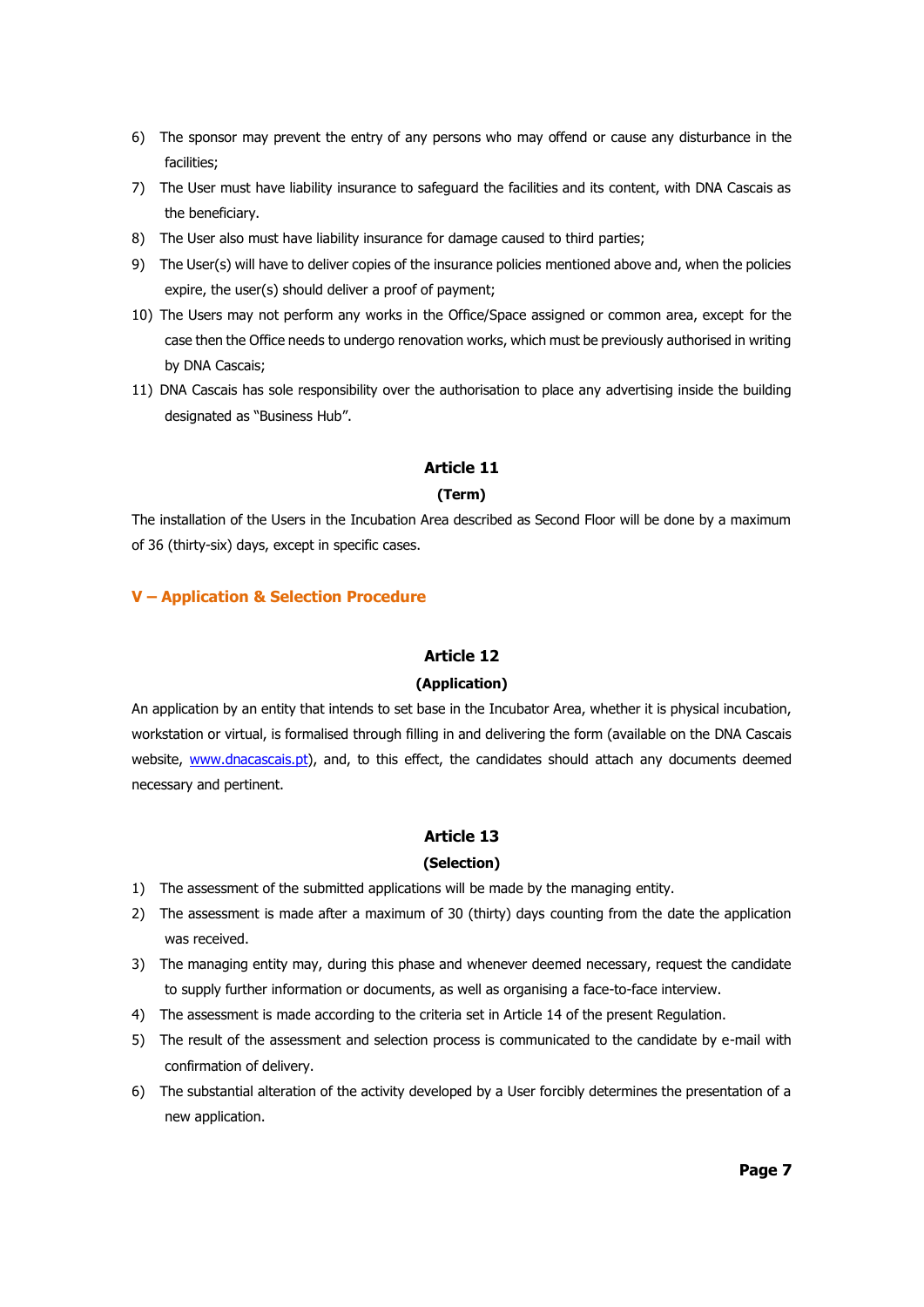6) The sponsor may prevent the entry of any persons who may offend or cause any disturbance in the facilities;
7) The User must have liability insurance to safeguard the facilities and its content, with DNA Cascais as the beneficiary.
8) The User also must have liability insurance for damage caused to third parties;
9) The User(s) will have to deliver copies of the insurance policies mentioned above and, when the policies expire, the user(s) should deliver a proof of payment;
10) The Users may not perform any works in the Office/Space assigned or common area, except for the case then the Office needs to undergo renovation works, which must be previously authorised in writing by DNA Cascais;
11) DNA Cascais has sole responsibility over the authorisation to place any advertising inside the building designated as "Business Hub".

### Article 11

**(Term)**

The installation of the Users in the Incubation Area described as Second Floor will be done by a maximum of 36 (thirty-six) days, except in specific cases.

## V – Application & Selection Procedure

### Article 12

**(Application)**

An application by an entity that intends to set base in the Incubator Area, whether it is physical incubation, workstation or virtual, is formalised through filling in and delivering the form (available on the DNA Cascais website, www.dnacascais.pt), and, to this effect, the candidates should attach any documents deemed necessary and pertinent.

### Article 13

**(Selection)**

1) The assessment of the submitted applications will be made by the managing entity.
2) The assessment is made after a maximum of 30 (thirty) days counting from the date the application was received.
3) The managing entity may, during this phase and whenever deemed necessary, request the candidate to supply further information or documents, as well as organising a face-to-face interview.
4) The assessment is made according to the criteria set in Article 14 of the present Regulation.
5) The result of the assessment and selection process is communicated to the candidate by e-mail with confirmation of delivery.
6) The substantial alteration of the activity developed by a User forcibly determines the presentation of a new application.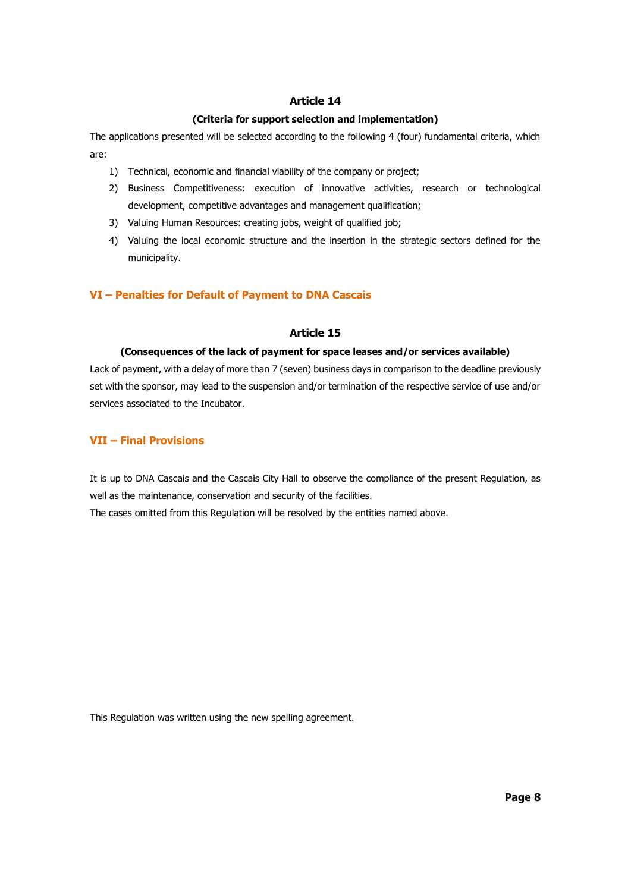### Article 14

**(Criteria for support selection and implementation)**

The applications presented will be selected according to the following 4 (four) fundamental criteria, which are:

1) Technical, economic and financial viability of the company or project;
2) Business Competitiveness: execution of innovative activities, research or technological development, competitive advantages and management qualification;
3) Valuing Human Resources: creating jobs, weight of qualified job;
4) Valuing the local economic structure and the insertion in the strategic sectors defined for the municipality.

## VI – Penalties for Default of Payment to DNA Cascais

### Article 15

**(Consequences of the lack of payment for space leases and/or services available)**

Lack of payment, with a delay of more than 7 (seven) business days in comparison to the deadline previously set with the sponsor, may lead to the suspension and/or termination of the respective service of use and/or services associated to the Incubator.

## VII – Final Provisions

It is up to DNA Cascais and the Cascais City Hall to observe the compliance of the present Regulation, as well as the maintenance, conservation and security of the facilities.

The cases omitted from this Regulation will be resolved by the entities named above.

This Regulation was written using the new spelling agreement.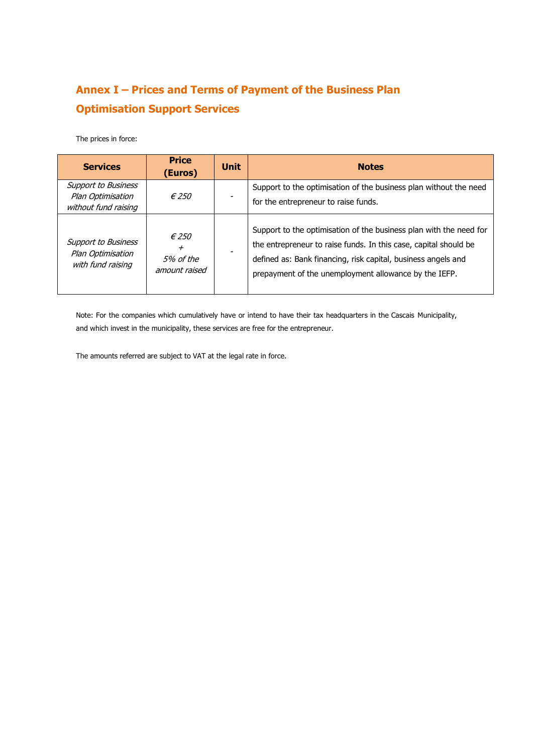## Annex I – Prices and Terms of Payment of the Business Plan Optimisation Support Services

The prices in force:

| Services | Price (Euros) | Unit | Notes |
|---|---|---|---|
| *Support to Business Plan Optimisation without fund raising* | *€ 250* | - | Support to the optimisation of the business plan without the need for the entrepreneur to raise funds. |
| *Support to Business Plan Optimisation with fund raising* | *€ 250 + 5% of the amount raised* | - | Support to the optimisation of the business plan with the need for the entrepreneur to raise funds. In this case, capital should be defined as: Bank financing, risk capital, business angels and prepayment of the unemployment allowance by the IEFP. |

Note: For the companies which cumulatively have or intend to have their tax headquarters in the Cascais Municipality, and which invest in the municipality, these services are free for the entrepreneur.

The amounts referred are subject to VAT at the legal rate in force.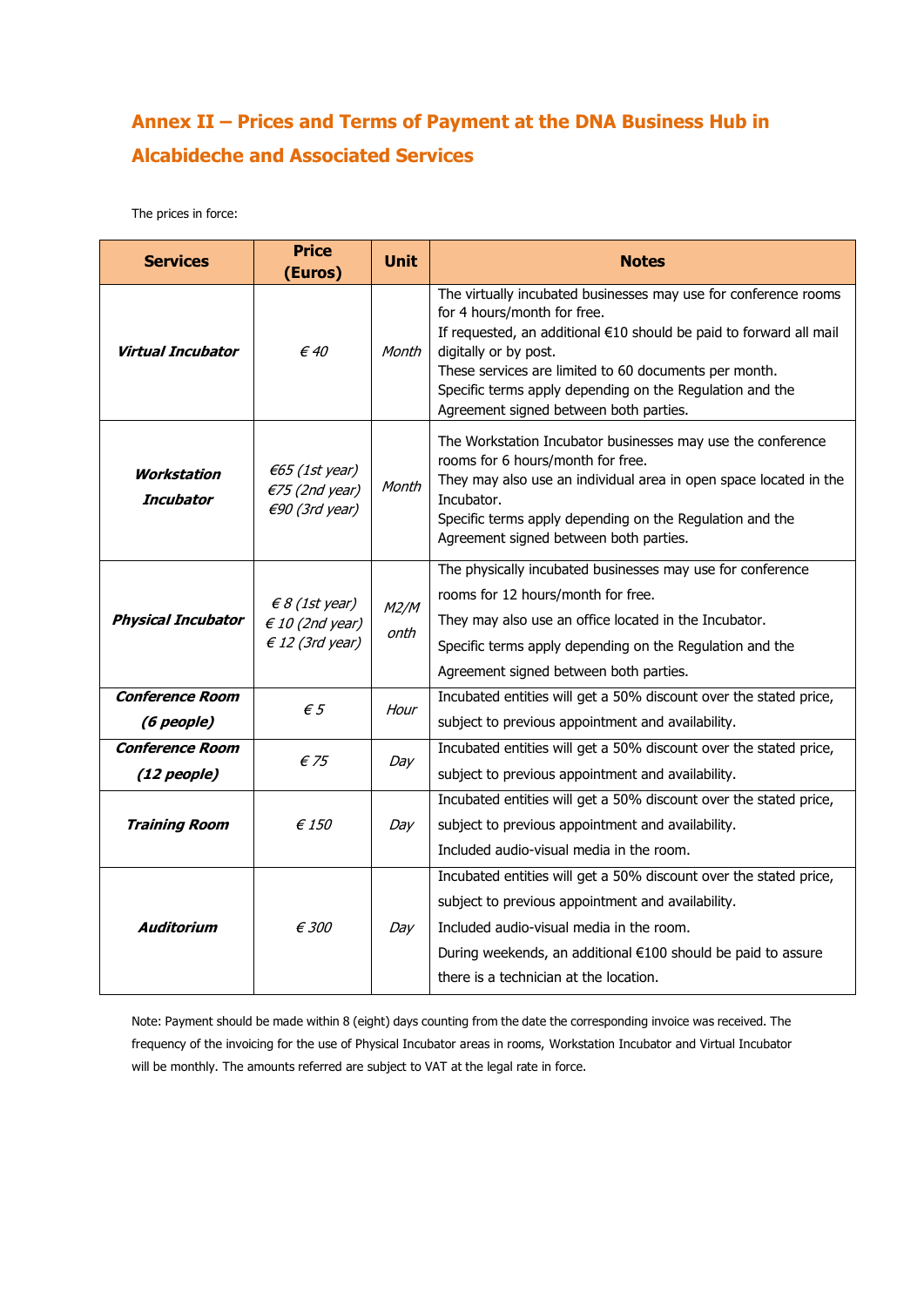## Annex II – Prices and Terms of Payment at the DNA Business Hub in Alcabideche and Associated Services

The prices in force:

| Services | Price (Euros) | Unit | Notes |
|---|---|---|---|
| ***Virtual Incubator*** | *€ 40* | *Month* | The virtually incubated businesses may use for conference rooms for 4 hours/month for free.<br>If requested, an additional €10 should be paid to forward all mail digitally or by post.<br>These services are limited to 60 documents per month.<br>Specific terms apply depending on the Regulation and the Agreement signed between both parties. |
| ***Workstation Incubator*** | *€65 (1st year)*<br>*€75 (2nd year)*<br>*€90 (3rd year)* | *Month* | The Workstation Incubator businesses may use the conference rooms for 6 hours/month for free.<br>They may also use an individual area in open space located in the Incubator.<br>Specific terms apply depending on the Regulation and the Agreement signed between both parties. |
| ***Physical Incubator*** | *€ 8 (1st year)*<br>*€ 10 (2nd year)*<br>*€ 12 (3rd year)* | *M2/Month* | The physically incubated businesses may use for conference rooms for 12 hours/month for free.<br>They may also use an office located in the Incubator.<br>Specific terms apply depending on the Regulation and the Agreement signed between both parties. |
| ***Conference Room (6 people)*** | *€ 5* | *Hour* | Incubated entities will get a 50% discount over the stated price, subject to previous appointment and availability. |
| ***Conference Room (12 people)*** | *€ 75* | *Day* | Incubated entities will get a 50% discount over the stated price, subject to previous appointment and availability. |
| ***Training Room*** | *€ 150* | *Day* | Incubated entities will get a 50% discount over the stated price, subject to previous appointment and availability.<br>Included audio-visual media in the room. |
| ***Auditorium*** | *€ 300* | *Day* | Incubated entities will get a 50% discount over the stated price, subject to previous appointment and availability.<br>Included audio-visual media in the room.<br>During weekends, an additional €100 should be paid to assure there is a technician at the location. |

Note: Payment should be made within 8 (eight) days counting from the date the corresponding invoice was received. The frequency of the invoicing for the use of Physical Incubator areas in rooms, Workstation Incubator and Virtual Incubator will be monthly. The amounts referred are subject to VAT at the legal rate in force.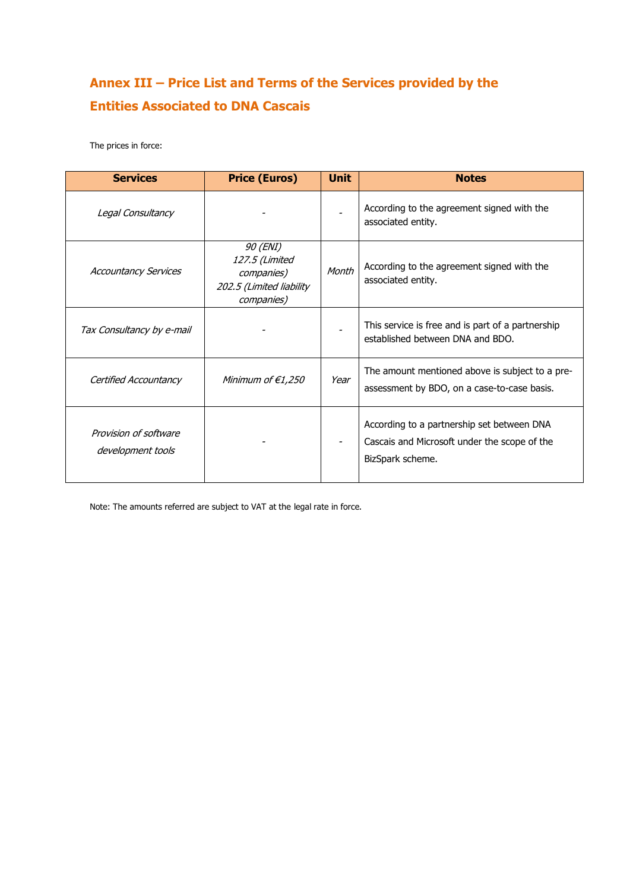## Annex III – Price List and Terms of the Services provided by the Entities Associated to DNA Cascais

The prices in force:

| Services | Price (Euros) | Unit | Notes |
|---|---|---|---|
| *Legal Consultancy* | - | - | According to the agreement signed with the associated entity. |
| *Accountancy Services* | *90 (ENI)*<br>*127.5 (Limited companies)*<br>*202.5 (Limited liability companies)* | *Month* | According to the agreement signed with the associated entity. |
| *Tax Consultancy by e-mail* | - | - | This service is free and is part of a partnership established between DNA and BDO. |
| *Certified Accountancy* | *Minimum of €1,250* | *Year* | The amount mentioned above is subject to a pre-assessment by BDO, on a case-to-case basis. |
| *Provision of software development tools* | - | - | According to a partnership set between DNA Cascais and Microsoft under the scope of the BizSpark scheme. |

Note: The amounts referred are subject to VAT at the legal rate in force.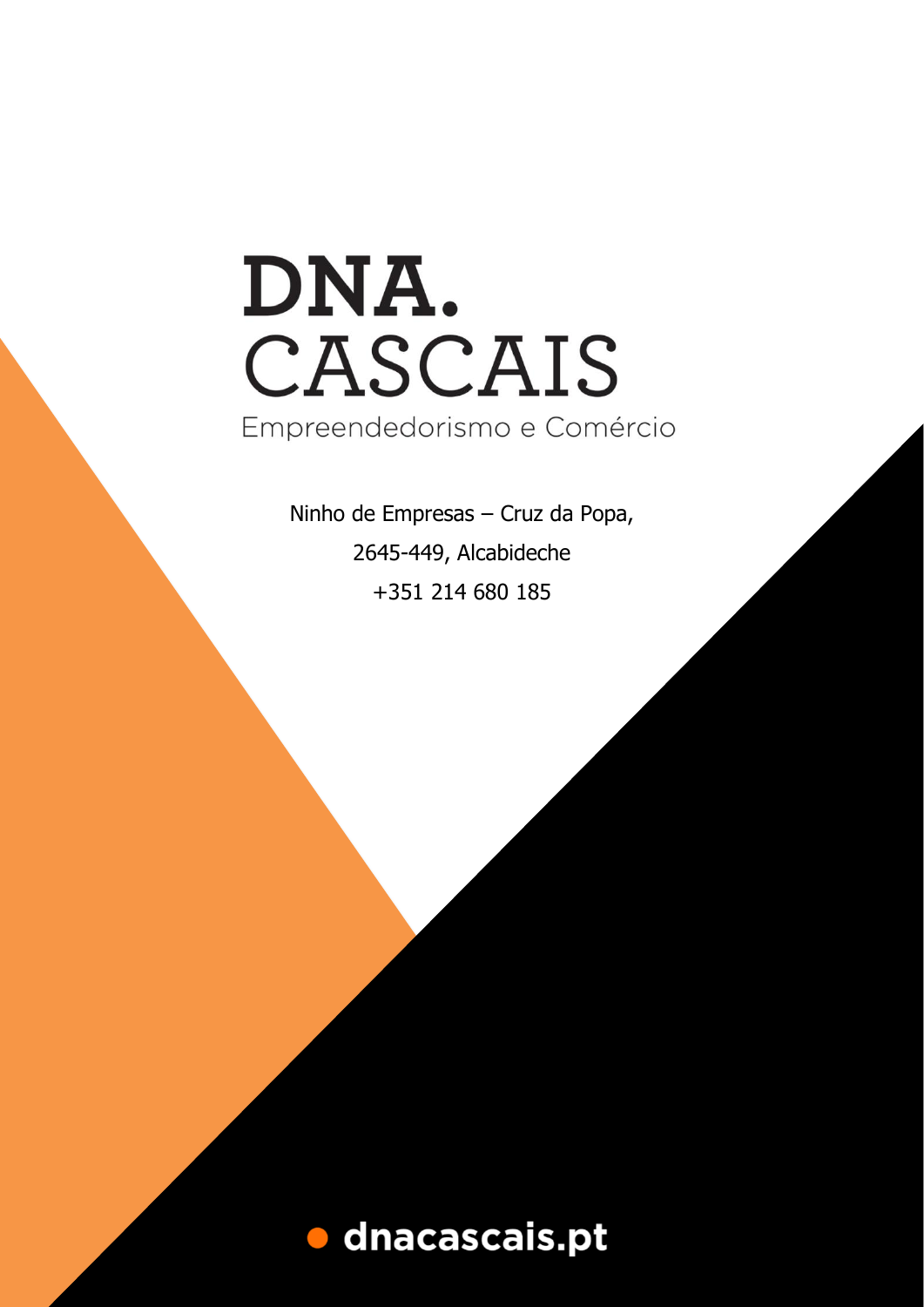# DNA. CASCAIS

Empreendedorismo e Comércio

Ninho de Empresas – Cruz da Popa,

2645-449, Alcabideche

+351 214 680 185

dnacascais.pt